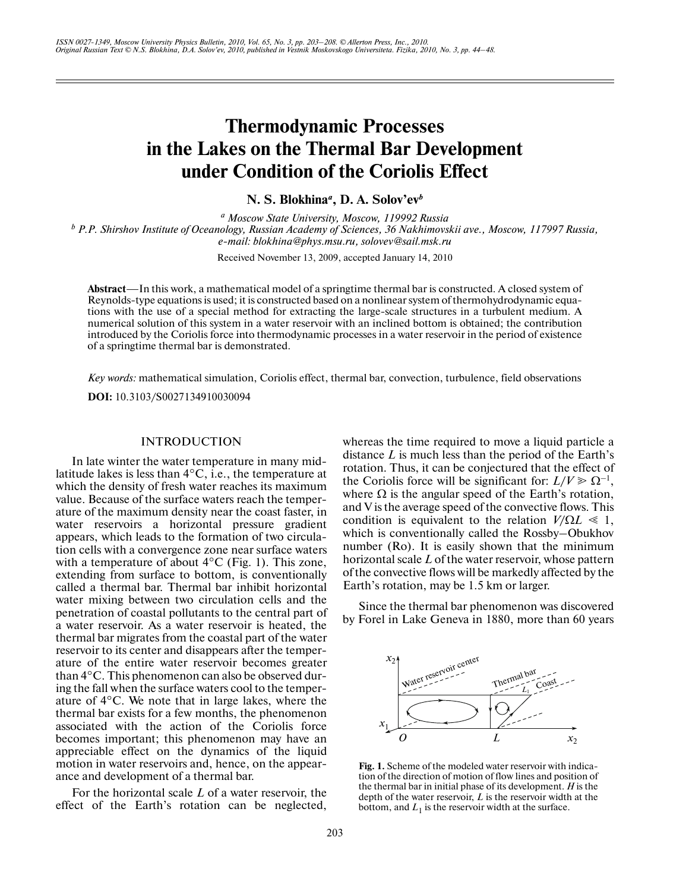# Thermodynamic Processes in the Lakes on the Thermal Bar Development under Condition of the Coriolis Effect

**N. S. Blokhina[a], D. A. Solov'ev[b]**

[a] *Moscow State University, Moscow, 119992 Russia*

[b] *P.P. Shirshov Institute of Oceanology, Russian Academy of Sciences, 36 Nakhimovskii ave., Moscow, 117997 Russia, e-mail: blokhina@phys.msu.ru, solovev@sail.msk.ru*

Received November 13, 2009, accepted January 14, 2010

**Abstract**—In this work, a mathematical model of a springtime thermal bar is constructed. A closed system of Reynolds-type equations is used; it is constructed based on a nonlinear system of thermohydrodynamic equations with the use of a special method for extracting the large-scale structures in a turbulent medium. A numerical solution of this system in a water reservoir with an inclined bottom is obtained; the contribution introduced by the Coriolis force into thermodynamic processes in a water reservoir in the period of existence of a springtime thermal bar is demonstrated.

*Key words:* mathematical simulation, Coriolis effect, thermal bar, convection, turbulence, field observations

**DOI:** 10.3103/S0027134910030094

## INTRODUCTION

In late winter the water temperature in many mid-latitude lakes is less than 4°C, i.e., the temperature at which the density of fresh water reaches its maximum value. Because of the surface waters reach the temperature of the maximum density near the coast faster, in water reservoirs a horizontal pressure gradient appears, which leads to the formation of two circulation cells with a convergence zone near surface waters with a temperature of about 4°C (Fig. 1). This zone, extending from surface to bottom, is conventionally called a thermal bar. Thermal bar inhibit horizontal water mixing between two circulation cells and the penetration of coastal pollutants to the central part of a water reservoir. As a water reservoir is heated, the thermal bar migrates from the coastal part of the water reservoir to its center and disappears after the temperature of the entire water reservoir becomes greater than 4°C. This phenomenon can also be observed during the fall when the surface waters cool to the temperature of 4°C. We note that in large lakes, where the thermal bar exists for a few months, the phenomenon associated with the action of the Coriolis force becomes important; this phenomenon may have an appreciable effect on the dynamics of the liquid motion in water reservoirs and, hence, on the appearance and development of a thermal bar.

For the horizontal scale $L$ of a water reservoir, the effect of the Earth's rotation can be neglected, whereas the time required to move a liquid particle a distance $L$ is much less than the period of the Earth's rotation. Thus, it can be conjectured that the effect of the Coriolis force will be significant for: $L/V \gg \Omega^{-1}$, where $\Omega$ is the angular speed of the Earth's rotation, and V is the average speed of the convective flows. This condition is equivalent to the relation $V/\Omega L \ll 1$, which is conventionally called the Rossby–Obukhov number (Ro). It is easily shown that the minimum horizontal scale $L$ of the water reservoir, whose pattern of the convective flows will be markedly affected by the Earth's rotation, may be 1.5 km or larger.

Since the thermal bar phenomenon was discovered by Forel in Lake Geneva in 1880, more than 60 years

**Fig. 1.** Scheme of the modeled water reservoir with indication of the direction of motion of flow lines and position of the thermal bar in initial phase of its development. $H$ is the depth of the water reservoir, $L$ is the reservoir width at the bottom, and $L_1$ is the reservoir width at the surface.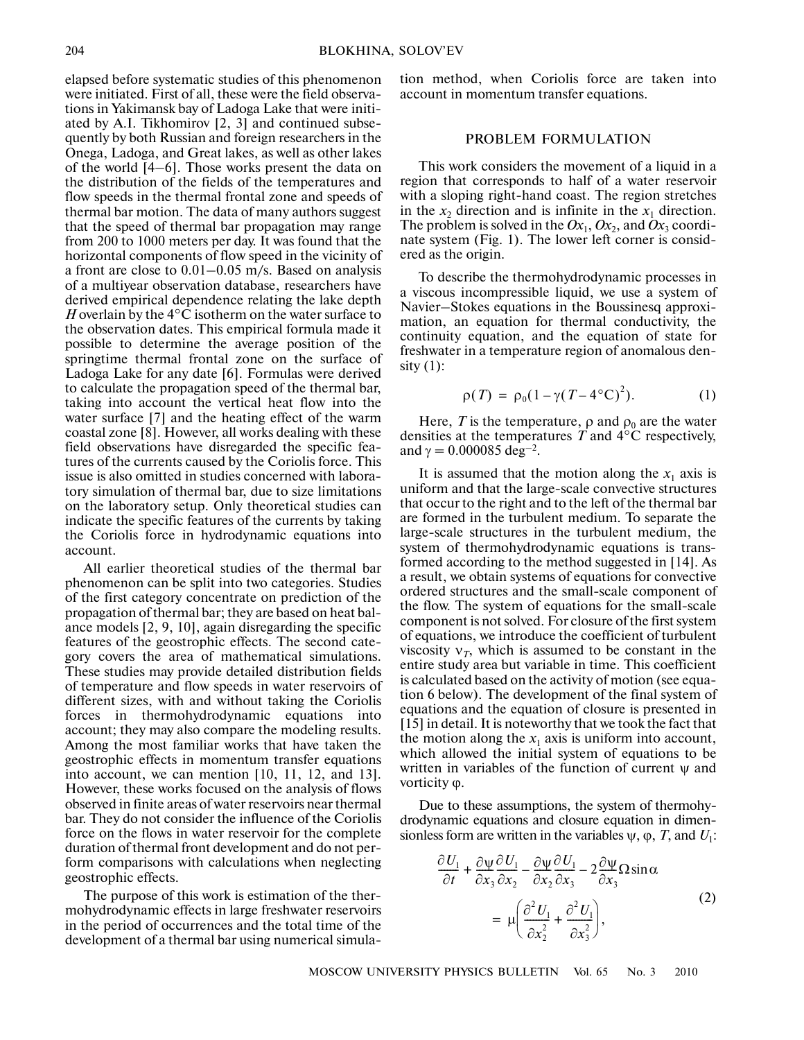elapsed before systematic studies of this phenomenon were initiated. First of all, these were the field observations in Yakimansk bay of Ladoga Lake that were initiated by A.I. Tikhomirov [2, 3] and continued subsequently by both Russian and foreign researchers in the Onega, Ladoga, and Great lakes, as well as other lakes of the world [4–6]. Those works present the data on the distribution of the fields of the temperatures and flow speeds in the thermal frontal zone and speeds of thermal bar motion. The data of many authors suggest that the speed of thermal bar propagation may range from 200 to 1000 meters per day. It was found that the horizontal components of flow speed in the vicinity of a front are close to 0.01–0.05 m/s. Based on analysis of a multiyear observation database, researchers have derived empirical dependence relating the lake depth $H$ overlain by the 4°C isotherm on the water surface to the observation dates. This empirical formula made it possible to determine the average position of the springtime thermal frontal zone on the surface of Ladoga Lake for any date [6]. Formulas were derived to calculate the propagation speed of the thermal bar, taking into account the vertical heat flow into the water surface [7] and the heating effect of the warm coastal zone [8]. However, all works dealing with these field observations have disregarded the specific features of the currents caused by the Coriolis force. This issue is also omitted in studies concerned with laboratory simulation of thermal bar, due to size limitations on the laboratory setup. Only theoretical studies can indicate the specific features of the currents by taking the Coriolis force in hydrodynamic equations into account.

All earlier theoretical studies of the thermal bar phenomenon can be split into two categories. Studies of the first category concentrate on prediction of the propagation of thermal bar; they are based on heat balance models [2, 9, 10], again disregarding the specific features of the geostrophic effects. The second category covers the area of mathematical simulations. These studies may provide detailed distribution fields of temperature and flow speeds in water reservoirs of different sizes, with and without taking the Coriolis forces in thermohydrodynamic equations into account; they may also compare the modeling results. Among the most familiar works that have taken the geostrophic effects in momentum transfer equations into account, we can mention [10, 11, 12, and 13]. However, these works focused on the analysis of flows observed in finite areas of water reservoirs near thermal bar. They do not consider the influence of the Coriolis force on the flows in water reservoir for the complete duration of thermal front development and do not perform comparisons with calculations when neglecting geostrophic effects.

The purpose of this work is estimation of the thermohydrodynamic effects in large freshwater reservoirs in the period of occurrences and the total time of the development of a thermal bar using numerical simulation method, when Coriolis force are taken into account in momentum transfer equations.

## PROBLEM FORMULATION

This work considers the movement of a liquid in a region that corresponds to half of a water reservoir with a sloping right-hand coast. The region stretches in the $x_2$ direction and is infinite in the $x_1$ direction. The problem is solved in the $Ox_1$, $Ox_2$, and $Ox_3$ coordinate system (Fig. 1). The lower left corner is considered as the origin.

To describe the thermohydrodynamic processes in a viscous incompressible liquid, we use a system of Navier–Stokes equations in the Boussinesq approximation, an equation for thermal conductivity, the continuity equation, and the equation of state for freshwater in a temperature region of anomalous density (1):

$$\rho(T) = \rho_0(1 - \gamma(T - 4°\mathrm{C})^2). \tag{1}$$

Here, $T$ is the temperature, $\rho$ and $\rho_0$ are the water densities at the temperatures $T$ and 4°C respectively, and $\gamma = 0.000085\ \mathrm{deg}^{-2}$.

It is assumed that the motion along the $x_1$ axis is uniform and that the large-scale convective structures that occur to the right and to the left of the thermal bar are formed in the turbulent medium. To separate the large-scale structures in the turbulent medium, the system of thermohydrodynamic equations is transformed according to the method suggested in [14]. As a result, we obtain systems of equations for convective ordered structures and the small-scale component of the flow. The system of equations for the small-scale component is not solved. For closure of the first system of equations, we introduce the coefficient of turbulent viscosity $\nu_T$, which is assumed to be constant in the entire study area but variable in time. This coefficient is calculated based on the activity of motion (see equation 6 below). The development of the final system of equations and the equation of closure is presented in [15] in detail. It is noteworthy that we took the fact that the motion along the $x_1$ axis is uniform into account, which allowed the initial system of equations to be written in variables of the function of current $\psi$ and vorticity $\varphi$.

Due to these assumptions, the system of thermohydrodynamic equations and closure equation in dimensionless form are written in the variables $\psi$, $\varphi$, $T$, and $U_1$:

$$\frac{\partial U_1}{\partial t} + \frac{\partial \psi}{\partial x_3}\frac{\partial U_1}{\partial x_2} - \frac{\partial \psi}{\partial x_2}\frac{\partial U_1}{\partial x_3} - 2\frac{\partial \psi}{\partial x_3}\Omega \sin\alpha = \mu\left(\frac{\partial^2 U_1}{\partial x_2^2} + \frac{\partial^2 U_1}{\partial x_3^2}\right), \tag{2}$$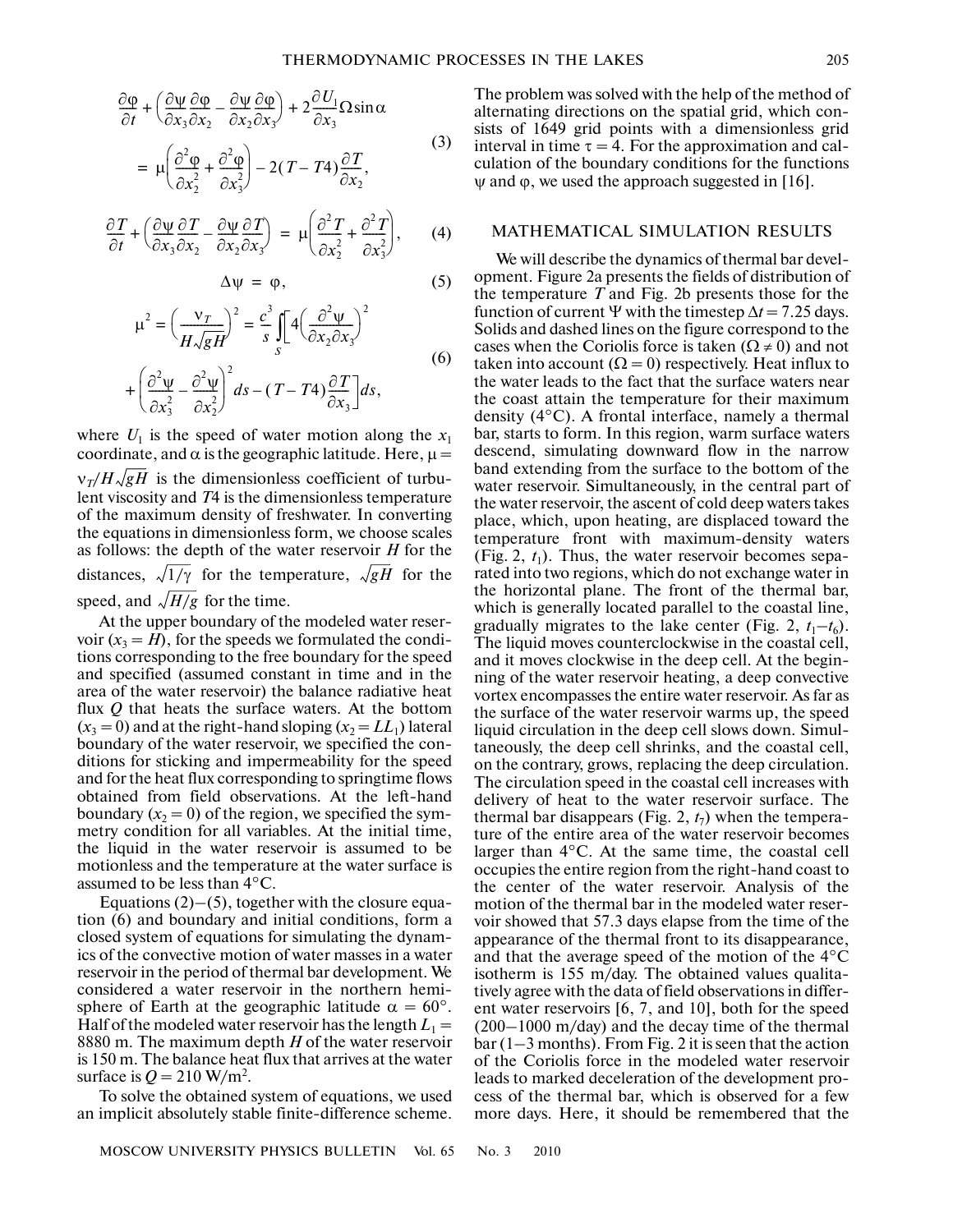$$\frac{\partial\varphi}{\partial t}+\left(\frac{\partial\psi}{\partial x_3}\frac{\partial\varphi}{\partial x_2}-\frac{\partial\psi}{\partial x_2}\frac{\partial\varphi}{\partial x_3}\right)+2\frac{\partial U_1}{\partial x_3}\Omega\sin\alpha$$
$$=\mu\left(\frac{\partial^2\varphi}{\partial x_2^2}+\frac{\partial^2\varphi}{\partial x_3^2}\right)-2(T-T4)\frac{\partial T}{\partial x_2},\tag{3}$$

$$\frac{\partial T}{\partial t}+\left(\frac{\partial\psi}{\partial x_3}\frac{\partial T}{\partial x_2}-\frac{\partial\psi}{\partial x_2}\frac{\partial T}{\partial x_3}\right)=\mu\left(\frac{\partial^2 T}{\partial x_2^2}+\frac{\partial^2 T}{\partial x_3^2}\right),\tag{4}$$

$$\Delta\psi=\varphi,\tag{5}$$

$$\mu^2=\left(\frac{\nu_T}{H\sqrt{gH}}\right)^2=\frac{c^3}{s}\iint_S\left[4\left(\frac{\partial^2\psi}{\partial x_2\partial x_3}\right)^2\right.$$
$$\left.+\left(\frac{\partial^2\psi}{\partial x_3^2}-\frac{\partial^2\psi}{\partial x_2^2}\right)^2ds-(T-T4)\frac{\partial T}{\partial x_3}\right]ds,\tag{6}$$

where $U_1$ is the speed of water motion along the $x_1$ coordinate, and $\alpha$ is the geographic latitude. Here, $\mu = \nu_T/H\sqrt{gH}$ is the dimensionless coefficient of turbulent viscosity and $T4$ is the dimensionless temperature of the maximum density of freshwater. In converting the equations in dimensionless form, we choose scales as follows: the depth of the water reservoir $H$ for the distances, $\sqrt{1/\gamma}$ for the temperature, $\sqrt{gH}$ for the speed, and $\sqrt{H/g}$ for the time.

At the upper boundary of the modeled water reservoir ($x_3 = H$), for the speeds we formulated the conditions corresponding to the free boundary for the speed and specified (assumed constant in time and in the area of the water reservoir) the balance radiative heat flux $Q$ that heats the surface waters. At the bottom ($x_3 = 0$) and at the right-hand sloping ($x_2 = LL_1$) lateral boundary of the water reservoir, we specified the conditions for sticking and impermeability for the speed and for the heat flux corresponding to springtime flows obtained from field observations. At the left-hand boundary ($x_2 = 0$) of the region, we specified the symmetry condition for all variables. At the initial time, the liquid in the water reservoir is assumed to be motionless and the temperature at the water surface is assumed to be less than 4°C.

Equations (2)–(5), together with the closure equation (6) and boundary and initial conditions, form a closed system of equations for simulating the dynamics of the convective motion of water masses in a water reservoir in the period of thermal bar development. We considered a water reservoir in the northern hemisphere of Earth at the geographic latitude $\alpha = 60°$. Half of the modeled water reservoir has the length $L_1 = 8880$ m. The maximum depth $H$ of the water reservoir is 150 m. The balance heat flux that arrives at the water surface is $Q = 210$ W/m$^2$.

To solve the obtained system of equations, we used an implicit absolutely stable finite-difference scheme. The problem was solved with the help of the method of alternating directions on the spatial grid, which consists of 1649 grid points with a dimensionless grid interval in time $\tau = 4$. For the approximation and calculation of the boundary conditions for the functions $\psi$ and $\varphi$, we used the approach suggested in [16].

## MATHEMATICAL SIMULATION RESULTS

We will describe the dynamics of thermal bar development. Figure 2a presents the fields of distribution of the temperature $T$ and Fig. 2b presents those for the function of current $\Psi$ with the timestep $\Delta t = 7.25$ days. Solids and dashed lines on the figure correspond to the cases when the Coriolis force is taken ($\Omega \neq 0$) and not taken into account ($\Omega = 0$) respectively. Heat influx to the water leads to the fact that the surface waters near the coast attain the temperature for their maximum density (4°C). A frontal interface, namely a thermal bar, starts to form. In this region, warm surface waters descend, simulating downward flow in the narrow band extending from the surface to the bottom of the water reservoir. Simultaneously, in the central part of the water reservoir, the ascent of cold deep waters takes place, which, upon heating, are displaced toward the temperature front with maximum-density waters (Fig. 2, $t_1$). Thus, the water reservoir becomes separated into two regions, which do not exchange water in the horizontal plane. The front of the thermal bar, which is generally located parallel to the coastal line, gradually migrates to the lake center (Fig. 2, $t_1$–$t_6$). The liquid moves counterclockwise in the coastal cell, and it moves clockwise in the deep cell. At the beginning of the water reservoir heating, a deep convective vortex encompasses the entire water reservoir. As far as the surface of the water reservoir warms up, the speed liquid circulation in the deep cell slows down. Simultaneously, the deep cell shrinks, and the coastal cell, on the contrary, grows, replacing the deep circulation. The circulation speed in the coastal cell increases with delivery of heat to the water reservoir surface. The thermal bar disappears (Fig. 2, $t_7$) when the temperature of the entire area of the water reservoir becomes larger than 4°C. At the same time, the coastal cell occupies the entire region from the right-hand coast to the center of the water reservoir. Analysis of the motion of the thermal bar in the modeled water reservoir showed that 57.3 days elapse from the time of the appearance of the thermal front to its disappearance, and that the average speed of the motion of the 4°C isotherm is 155 m/day. The obtained values qualitatively agree with the data of field observations in different water reservoirs [6, 7, and 10], both for the speed (200–1000 m/day) and the decay time of the thermal bar (1–3 months). From Fig. 2 it is seen that the action of the Coriolis force in the modeled water reservoir leads to marked deceleration of the development process of the thermal bar, which is observed for a few more days. Here, it should be remembered that the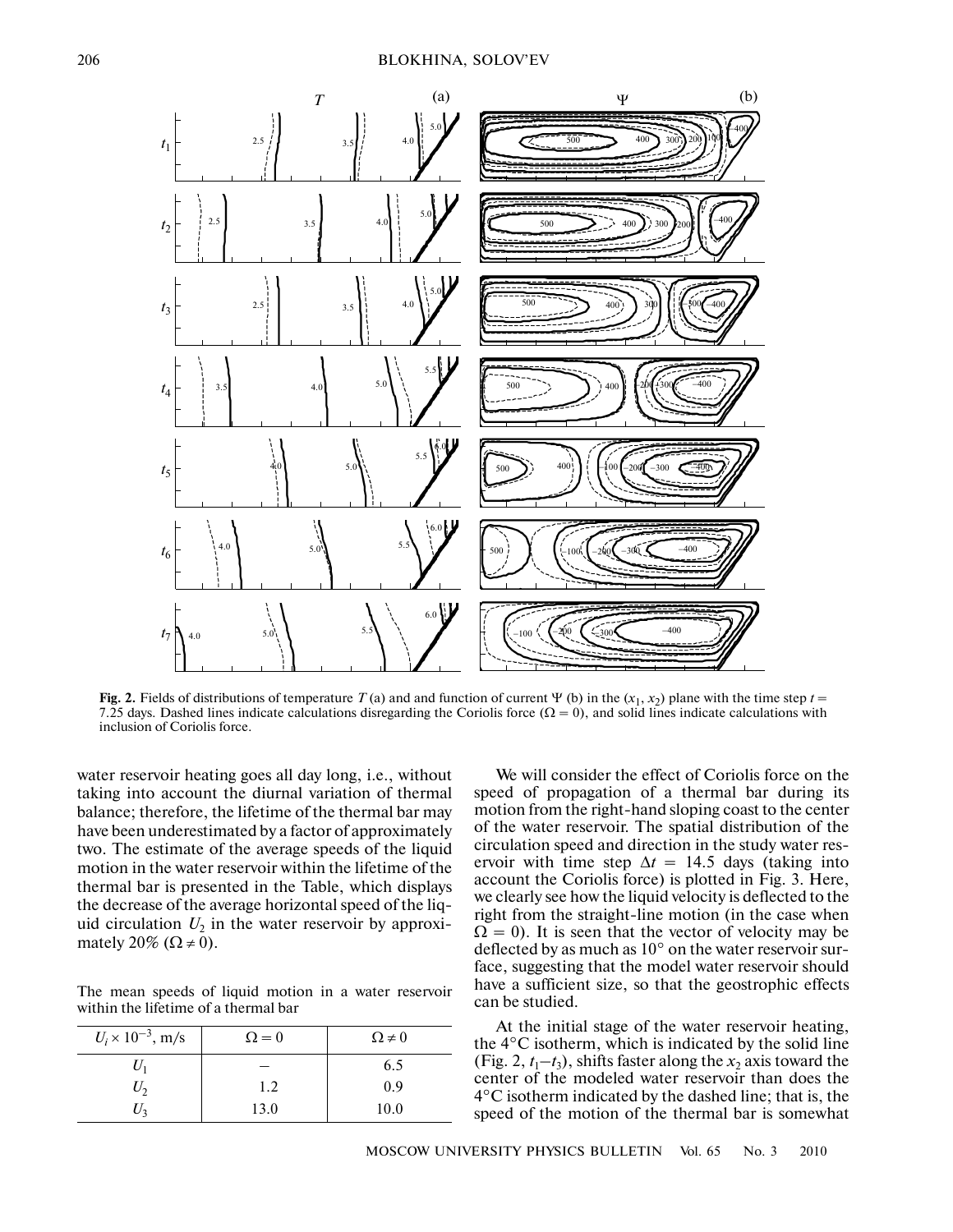**Fig. 2.** Fields of distributions of temperature $T$ (a) and and function of current $\Psi$ (b) in the ($x_1$, $x_2$) plane with the time step $t$ = 7.25 days. Dashed lines indicate calculations disregarding the Coriolis force ($\Omega = 0$), and solid lines indicate calculations with inclusion of Coriolis force.

water reservoir heating goes all day long, i.e., without taking into account the diurnal variation of thermal balance; therefore, the lifetime of the thermal bar may have been underestimated by a factor of approximately two. The estimate of the average speeds of the liquid motion in the water reservoir within the lifetime of the thermal bar is presented in the Table, which displays the decrease of the average horizontal speed of the liquid circulation $U_2$ in the water reservoir by approximately 20% ($\Omega \neq 0$).

The mean speeds of liquid motion in a water reservoir within the lifetime of a thermal bar

| $U_i \times 10^{-3}$, m/s | $\Omega = 0$ | $\Omega \neq 0$ |
|---|---|---|
| $U_1$ | – | 6.5 |
| $U_2$ | 1.2 | 0.9 |
| $U_3$ | 13.0 | 10.0 |

We will consider the effect of Coriolis force on the speed of propagation of a thermal bar during its motion from the right-hand sloping coast to the center of the water reservoir. The spatial distribution of the circulation speed and direction in the study water reservoir with time step $\Delta t$ = 14.5 days (taking into account the Coriolis force) is plotted in Fig. 3. Here, we clearly see how the liquid velocity is deflected to the right from the straight-line motion (in the case when $\Omega = 0$). It is seen that the vector of velocity may be deflected by as much as 10° on the water reservoir surface, suggesting that the model water reservoir should have a sufficient size, so that the geostrophic effects can be studied.

At the initial stage of the water reservoir heating, the 4°C isotherm, which is indicated by the solid line (Fig. 2, $t_1$–$t_3$), shifts faster along the $x_2$ axis toward the center of the modeled water reservoir than does the 4°C isotherm indicated by the dashed line; that is, the speed of the motion of the thermal bar is somewhat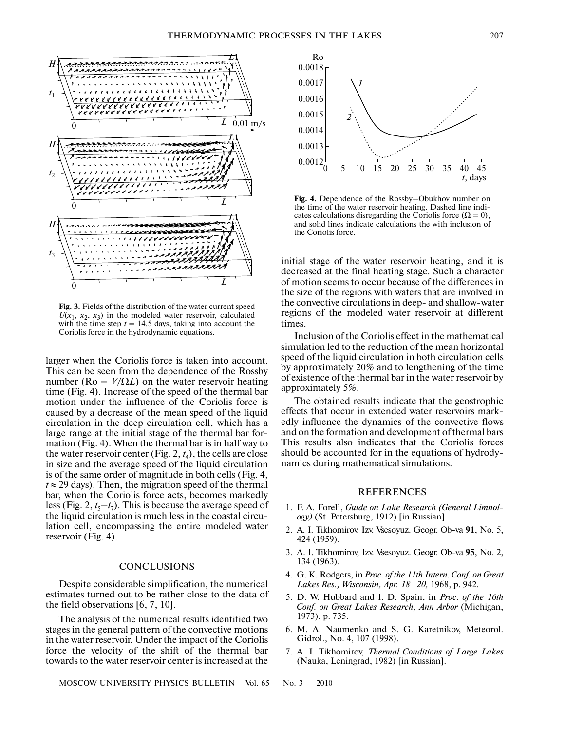Fig. 3. Fields of the distribution of the water current speed $U(x_1, x_2, x_3)$ in the modeled water reservoir, calculated with the time step $t = 14.5$ days, taking into account the Coriolis force in the hydrodynamic equations.

Fig. 4. Dependence of the Rossby–Obukhov number on the time of the water reservoir heating. Dashed line indicates calculations disregarding the Coriolis force ($\Omega = 0$), and solid lines indicate calculations the with inclusion of the Coriolis force.

larger when the Coriolis force is taken into account. This can be seen from the dependence of the Rossby number ($\mathrm{Ro} = V/\Omega L$) on the water reservoir heating time (Fig. 4). Increase of the speed of the thermal bar motion under the influence of the Coriolis force is caused by a decrease of the mean speed of the liquid circulation in the deep circulation cell, which has a large range at the initial stage of the thermal bar formation (Fig. 4). When the thermal bar is in half way to the water reservoir center (Fig. 2, $t_4$), the cells are close in size and the average speed of the liquid circulation is of the same order of magnitude in both cells (Fig. 4, $t \approx 29$ days). Then, the migration speed of the thermal bar, when the Coriolis force acts, becomes markedly less (Fig. 2, $t_5$–$t_7$). This is because the average speed of the liquid circulation is much less in the coastal circulation cell, encompassing the entire modeled water reservoir (Fig. 4).

## CONCLUSIONS

Despite considerable simplification, the numerical estimates turned out to be rather close to the data of the field observations [6, 7, 10].

The analysis of the numerical results identified two stages in the general pattern of the convective motions in the water reservoir. Under the impact of the Coriolis force the velocity of the shift of the thermal bar towards to the water reservoir center is increased at the initial stage of the water reservoir heating, and it is decreased at the final heating stage. Such a character of motion seems to occur because of the differences in the size of the regions with waters that are involved in the convective circulations in deep- and shallow-water regions of the modeled water reservoir at different times.

Inclusion of the Coriolis effect in the mathematical simulation led to the reduction of the mean horizontal speed of the liquid circulation in both circulation cells by approximately 20% and to lengthening of the time of existence of the thermal bar in the water reservoir by approximately 5%.

The obtained results indicate that the geostrophic effects that occur in extended water reservoirs markedly influence the dynamics of the convective flows and on the formation and development of thermal bars This results also indicates that the Coriolis forces should be accounted for in the equations of hydrodynamics during mathematical simulations.

## REFERENCES

1. F. A. Forel', *Guide on Lake Research (General Limnology)* (St. Petersburg, 1912) [in Russian].
2. A. I. Tikhomirov, Izv. Vsesoyuz. Geogr. Ob-va **91**, No. 5, 424 (1959).
3. A. I. Tikhomirov, Izv. Vsesoyuz. Geogr. Ob-va **95**, No. 2, 134 (1963).
4. G. K. Rodgers, in *Proc. of the 11th Intern. Conf. on Great Lakes Res., Wisconsin, Apr. 18–20,* 1968, p. 942.
5. D. W. Hubbard and I. D. Spain, in *Proc. of the 16th Conf. on Great Lakes Research, Ann Arbor* (Michigan, 1973), p. 735.
6. M. A. Naumenko and S. G. Karetnikov, Meteorol. Gidrol., No. 4, 107 (1998).
7. A. I. Tikhomirov, *Thermal Conditions of Large Lakes* (Nauka, Leningrad, 1982) [in Russian].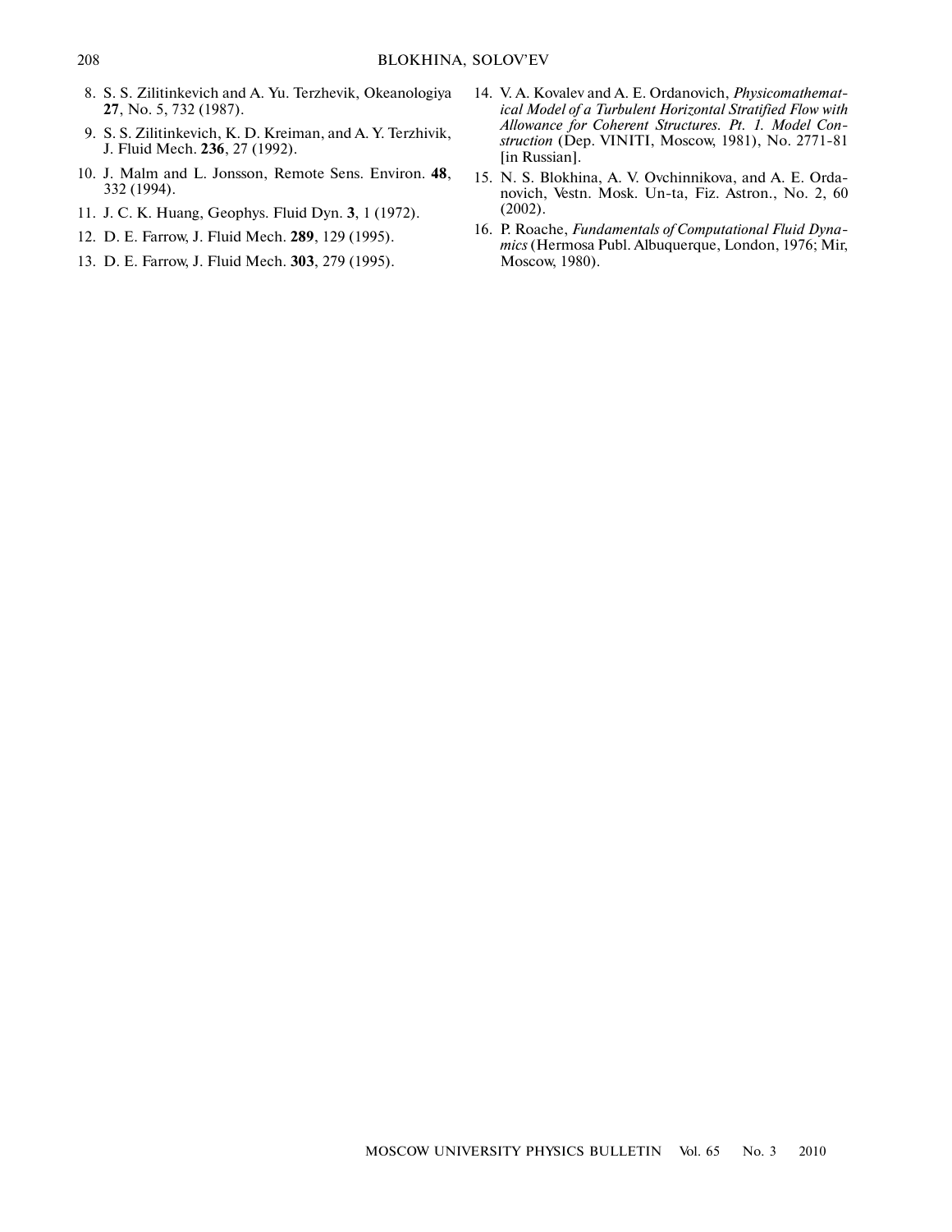8. S. S. Zilitinkevich and A. Yu. Terzhevik, Okeanologiya **27**, No. 5, 732 (1987).
9. S. S. Zilitinkevich, K. D. Kreiman, and A. Y. Terzhivik, J. Fluid Mech. **236**, 27 (1992).
10. J. Malm and L. Jonsson, Remote Sens. Environ. **48**, 332 (1994).
11. J. C. K. Huang, Geophys. Fluid Dyn. **3**, 1 (1972).
12. D. E. Farrow, J. Fluid Mech. **289**, 129 (1995).
13. D. E. Farrow, J. Fluid Mech. **303**, 279 (1995).
14. V. A. Kovalev and A. E. Ordanovich, *Physicomathematical Model of a Turbulent Horizontal Stratified Flow with Allowance for Coherent Structures. Pt. 1. Model Construction* (Dep. VINITI, Moscow, 1981), No. 2771-81 [in Russian].
15. N. S. Blokhina, A. V. Ovchinnikova, and A. E. Ordanovich, Vestn. Mosk. Un-ta, Fiz. Astron., No. 2, 60 (2002).
16. P. Roache, *Fundamentals of Computational Fluid Dynamics* (Hermosa Publ. Albuquerque, London, 1976; Mir, Moscow, 1980).